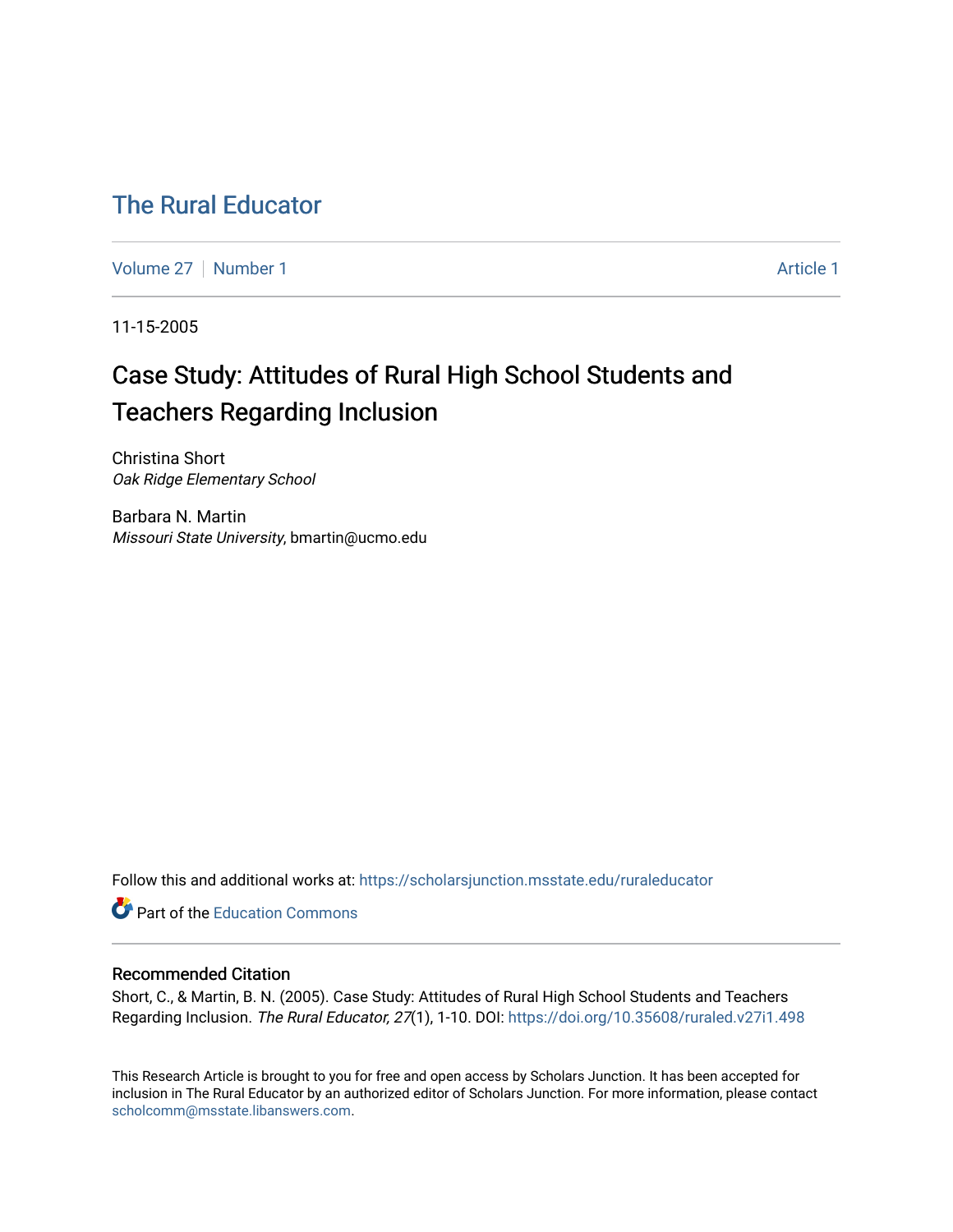# The Rural Educator

Volume 27 | Number 1 | Article 1

11-15-2005

## Case Study: Attitudes of Rural High School Students and Teachers Regarding Inclusion

Christina Short
*Oak Ridge Elementary School*

Barbara N. Martin
*Missouri State University*, bmartin@ucmo.edu

Follow this and additional works at: https://scholarsjunction.msstate.edu/ruraleducator

Part of the Education Commons

### Recommended Citation

Short, C., & Martin, B. N. (2005). Case Study: Attitudes of Rural High School Students and Teachers Regarding Inclusion. *The Rural Educator, 27*(1), 1-10. DOI: https://doi.org/10.35608/ruraled.v27i1.498

This Research Article is brought to you for free and open access by Scholars Junction. It has been accepted for inclusion in The Rural Educator by an authorized editor of Scholars Junction. For more information, please contact scholcomm@msstate.libanswers.com.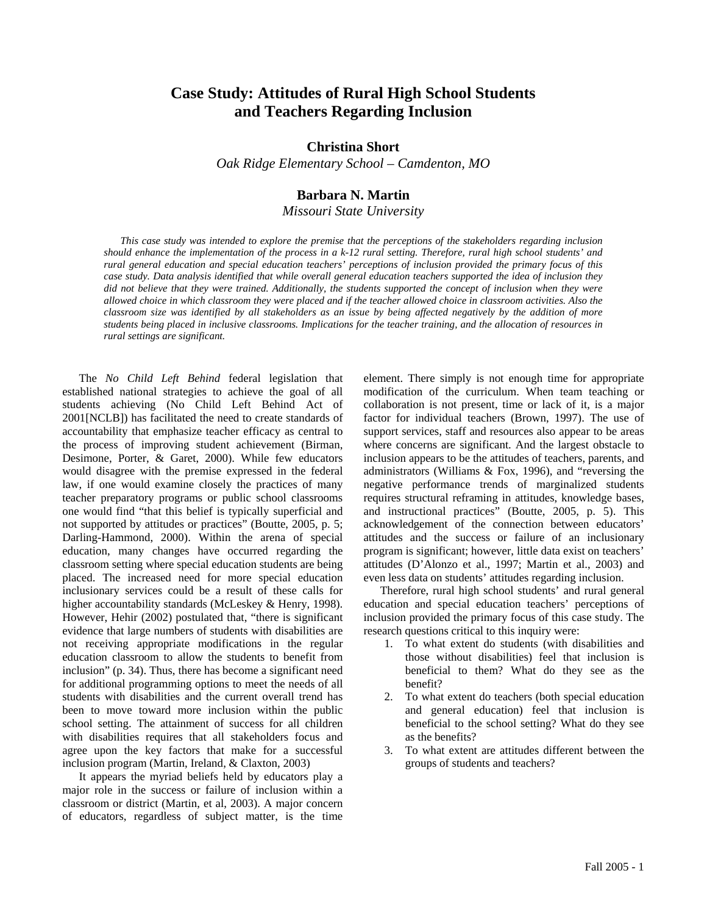# Case Study: Attitudes of Rural High School Students and Teachers Regarding Inclusion

**Christina Short**

*Oak Ridge Elementary School – Camdenton, MO*

**Barbara N. Martin**

*Missouri State University*

*This case study was intended to explore the premise that the perceptions of the stakeholders regarding inclusion should enhance the implementation of the process in a k-12 rural setting. Therefore, rural high school students' and rural general education and special education teachers' perceptions of inclusion provided the primary focus of this case study. Data analysis identified that while overall general education teachers supported the idea of inclusion they did not believe that they were trained. Additionally, the students supported the concept of inclusion when they were allowed choice in which classroom they were placed and if the teacher allowed choice in classroom activities. Also the classroom size was identified by all stakeholders as an issue by being affected negatively by the addition of more students being placed in inclusive classrooms. Implications for the teacher training, and the allocation of resources in rural settings are significant.*

The *No Child Left Behind* federal legislation that established national strategies to achieve the goal of all students achieving (No Child Left Behind Act of 2001[NCLB]) has facilitated the need to create standards of accountability that emphasize teacher efficacy as central to the process of improving student achievement (Birman, Desimone, Porter, & Garet, 2000). While few educators would disagree with the premise expressed in the federal law, if one would examine closely the practices of many teacher preparatory programs or public school classrooms one would find "that this belief is typically superficial and not supported by attitudes or practices" (Boutte, 2005, p. 5; Darling-Hammond, 2000). Within the arena of special education, many changes have occurred regarding the classroom setting where special education students are being placed. The increased need for more special education inclusionary services could be a result of these calls for higher accountability standards (McLeskey & Henry, 1998). However, Hehir (2002) postulated that, "there is significant evidence that large numbers of students with disabilities are not receiving appropriate modifications in the regular education classroom to allow the students to benefit from inclusion" (p. 34). Thus, there has become a significant need for additional programming options to meet the needs of all students with disabilities and the current overall trend has been to move toward more inclusion within the public school setting. The attainment of success for all children with disabilities requires that all stakeholders focus and agree upon the key factors that make for a successful inclusion program (Martin, Ireland, & Claxton, 2003)

It appears the myriad beliefs held by educators play a major role in the success or failure of inclusion within a classroom or district (Martin, et al, 2003). A major concern of educators, regardless of subject matter, is the time element. There simply is not enough time for appropriate modification of the curriculum. When team teaching or collaboration is not present, time or lack of it, is a major factor for individual teachers (Brown, 1997). The use of support services, staff and resources also appear to be areas where concerns are significant. And the largest obstacle to inclusion appears to be the attitudes of teachers, parents, and administrators (Williams & Fox, 1996), and "reversing the negative performance trends of marginalized students requires structural reframing in attitudes, knowledge bases, and instructional practices" (Boutte, 2005, p. 5). This acknowledgement of the connection between educators' attitudes and the success or failure of an inclusionary program is significant; however, little data exist on teachers' attitudes (D'Alonzo et al., 1997; Martin et al., 2003) and even less data on students' attitudes regarding inclusion.

Therefore, rural high school students' and rural general education and special education teachers' perceptions of inclusion provided the primary focus of this case study. The research questions critical to this inquiry were:

1. To what extent do students (with disabilities and those without disabilities) feel that inclusion is beneficial to them? What do they see as the benefit?
2. To what extent do teachers (both special education and general education) feel that inclusion is beneficial to the school setting? What do they see as the benefits?
3. To what extent are attitudes different between the groups of students and teachers?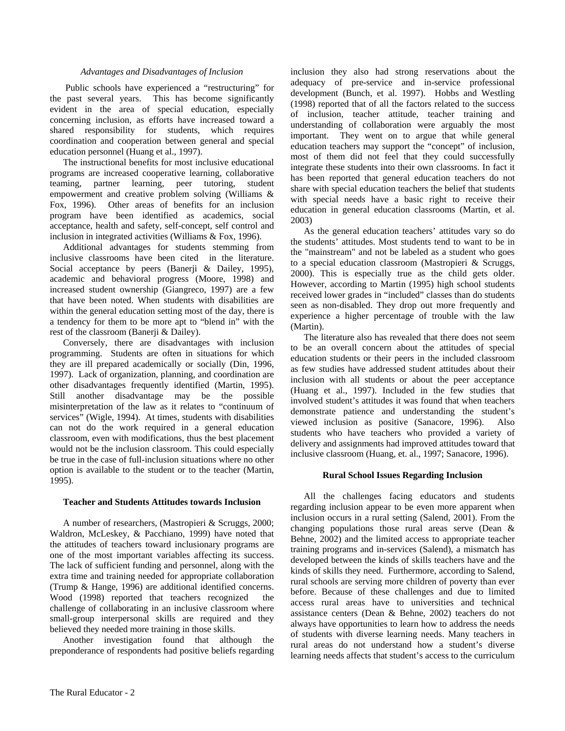*Advantages and Disadvantages of Inclusion*

Public schools have experienced a "restructuring" for the past several years. This has become significantly evident in the area of special education, especially concerning inclusion, as efforts have increased toward a shared responsibility for students, which requires coordination and cooperation between general and special education personnel (Huang et al., 1997).

The instructional benefits for most inclusive educational programs are increased cooperative learning, collaborative teaming, partner learning, peer tutoring, student empowerment and creative problem solving (Williams & Fox, 1996). Other areas of benefits for an inclusion program have been identified as academics, social acceptance, health and safety, self-concept, self control and inclusion in integrated activities (Williams & Fox, 1996).

Additional advantages for students stemming from inclusive classrooms have been cited in the literature. Social acceptance by peers (Banerji & Dailey, 1995), academic and behavioral progress (Moore, 1998) and increased student ownership (Giangreco, 1997) are a few that have been noted. When students with disabilities are within the general education setting most of the day, there is a tendency for them to be more apt to "blend in" with the rest of the classroom (Banerji & Dailey).

Conversely, there are disadvantages with inclusion programming. Students are often in situations for which they are ill prepared academically or socially (Din, 1996, 1997). Lack of organization, planning, and coordination are other disadvantages frequently identified (Martin, 1995). Still another disadvantage may be the possible misinterpretation of the law as it relates to "continuum of services" (Wigle, 1994). At times, students with disabilities can not do the work required in a general education classroom, even with modifications, thus the best placement would not be the inclusion classroom. This could especially be true in the case of full-inclusion situations where no other option is available to the student or to the teacher (Martin, 1995).

**Teacher and Students Attitudes towards Inclusion**

A number of researchers, (Mastropieri & Scruggs, 2000; Waldron, McLeskey, & Pacchiano, 1999) have noted that the attitudes of teachers toward inclusionary programs are one of the most important variables affecting its success. The lack of sufficient funding and personnel, along with the extra time and training needed for appropriate collaboration (Trump & Hange, 1996) are additional identified concerns. Wood (1998) reported that teachers recognized the challenge of collaborating in an inclusive classroom where small-group interpersonal skills are required and they believed they needed more training in those skills.

Another investigation found that although the preponderance of respondents had positive beliefs regarding inclusion they also had strong reservations about the adequacy of pre-service and in-service professional development (Bunch, et al. 1997). Hobbs and Westling (1998) reported that of all the factors related to the success of inclusion, teacher attitude, teacher training and understanding of collaboration were arguably the most important. They went on to argue that while general education teachers may support the "concept" of inclusion, most of them did not feel that they could successfully integrate these students into their own classrooms. In fact it has been reported that general education teachers do not share with special education teachers the belief that students with special needs have a basic right to receive their education in general education classrooms (Martin, et al. 2003)

As the general education teachers' attitudes vary so do the students' attitudes. Most students tend to want to be in the "mainstream" and not be labeled as a student who goes to a special education classroom (Mastropieri & Scruggs, 2000). This is especially true as the child gets older. However, according to Martin (1995) high school students received lower grades in "included" classes than do students seen as non-disabled. They drop out more frequently and experience a higher percentage of trouble with the law (Martin).

The literature also has revealed that there does not seem to be an overall concern about the attitudes of special education students or their peers in the included classroom as few studies have addressed student attitudes about their inclusion with all students or about the peer acceptance (Huang et al., 1997). Included in the few studies that involved student's attitudes it was found that when teachers demonstrate patience and understanding the student's viewed inclusion as positive (Sanacore, 1996). Also students who have teachers who provided a variety of delivery and assignments had improved attitudes toward that inclusive classroom (Huang, et. al., 1997; Sanacore, 1996).

**Rural School Issues Regarding Inclusion**

All the challenges facing educators and students regarding inclusion appear to be even more apparent when inclusion occurs in a rural setting (Salend, 2001). From the changing populations those rural areas serve (Dean & Behne, 2002) and the limited access to appropriate teacher training programs and in-services (Salend), a mismatch has developed between the kinds of skills teachers have and the kinds of skills they need. Furthermore, according to Salend, rural schools are serving more children of poverty than ever before. Because of these challenges and due to limited access rural areas have to universities and technical assistance centers (Dean & Behne, 2002) teachers do not always have opportunities to learn how to address the needs of students with diverse learning needs. Many teachers in rural areas do not understand how a student's diverse learning needs affects that student's access to the curriculum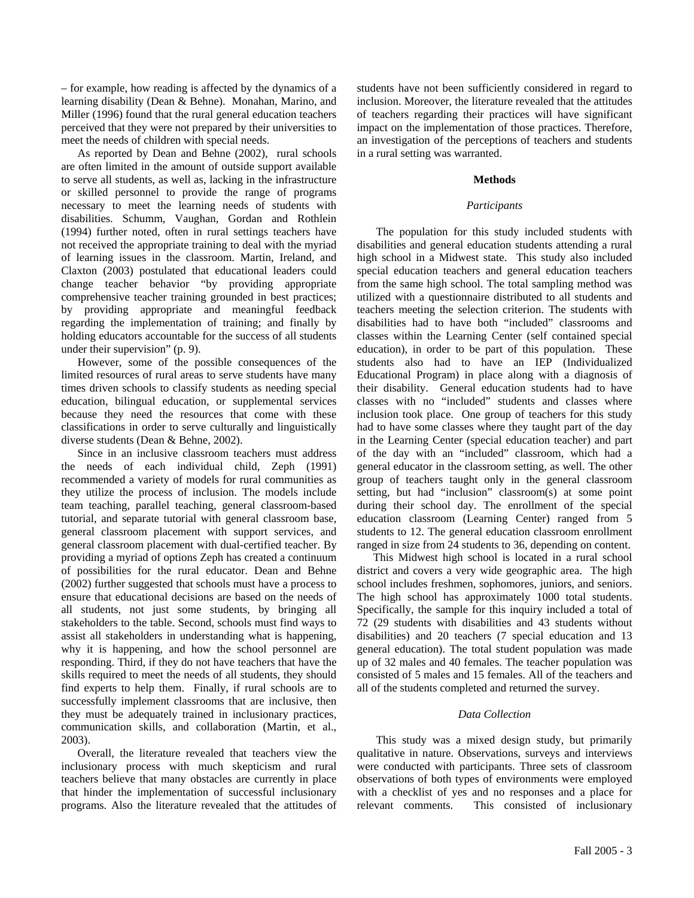– for example, how reading is affected by the dynamics of a learning disability (Dean & Behne). Monahan, Marino, and Miller (1996) found that the rural general education teachers perceived that they were not prepared by their universities to meet the needs of children with special needs.

As reported by Dean and Behne (2002), rural schools are often limited in the amount of outside support available to serve all students, as well as, lacking in the infrastructure or skilled personnel to provide the range of programs necessary to meet the learning needs of students with disabilities. Schumm, Vaughan, Gordan and Rothlein (1994) further noted, often in rural settings teachers have not received the appropriate training to deal with the myriad of learning issues in the classroom. Martin, Ireland, and Claxton (2003) postulated that educational leaders could change teacher behavior "by providing appropriate comprehensive teacher training grounded in best practices; by providing appropriate and meaningful feedback regarding the implementation of training; and finally by holding educators accountable for the success of all students under their supervision" (p. 9).

However, some of the possible consequences of the limited resources of rural areas to serve students have many times driven schools to classify students as needing special education, bilingual education, or supplemental services because they need the resources that come with these classifications in order to serve culturally and linguistically diverse students (Dean & Behne, 2002).

Since in an inclusive classroom teachers must address the needs of each individual child, Zeph (1991) recommended a variety of models for rural communities as they utilize the process of inclusion. The models include team teaching, parallel teaching, general classroom-based tutorial, and separate tutorial with general classroom base, general classroom placement with support services, and general classroom placement with dual-certified teacher. By providing a myriad of options Zeph has created a continuum of possibilities for the rural educator. Dean and Behne (2002) further suggested that schools must have a process to ensure that educational decisions are based on the needs of all students, not just some students, by bringing all stakeholders to the table. Second, schools must find ways to assist all stakeholders in understanding what is happening, why it is happening, and how the school personnel are responding. Third, if they do not have teachers that have the skills required to meet the needs of all students, they should find experts to help them. Finally, if rural schools are to successfully implement classrooms that are inclusive, then they must be adequately trained in inclusionary practices, communication skills, and collaboration (Martin, et al., 2003).

Overall, the literature revealed that teachers view the inclusionary process with much skepticism and rural teachers believe that many obstacles are currently in place that hinder the implementation of successful inclusionary programs. Also the literature revealed that the attitudes of students have not been sufficiently considered in regard to inclusion. Moreover, the literature revealed that the attitudes of teachers regarding their practices will have significant impact on the implementation of those practices. Therefore, an investigation of the perceptions of teachers and students in a rural setting was warranted.

## Methods

### *Participants*

The population for this study included students with disabilities and general education students attending a rural high school in a Midwest state. This study also included special education teachers and general education teachers from the same high school. The total sampling method was utilized with a questionnaire distributed to all students and teachers meeting the selection criterion. The students with disabilities had to have both "included" classrooms and classes within the Learning Center (self contained special education), in order to be part of this population. These students also had to have an IEP (Individualized Educational Program) in place along with a diagnosis of their disability. General education students had to have classes with no "included" students and classes where inclusion took place. One group of teachers for this study had to have some classes where they taught part of the day in the Learning Center (special education teacher) and part of the day with an "included" classroom, which had a general educator in the classroom setting, as well. The other group of teachers taught only in the general classroom setting, but had "inclusion" classroom(s) at some point during their school day. The enrollment of the special education classroom (Learning Center) ranged from 5 students to 12. The general education classroom enrollment ranged in size from 24 students to 36, depending on content.

This Midwest high school is located in a rural school district and covers a very wide geographic area. The high school includes freshmen, sophomores, juniors, and seniors. The high school has approximately 1000 total students. Specifically, the sample for this inquiry included a total of 72 (29 students with disabilities and 43 students without disabilities) and 20 teachers (7 special education and 13 general education). The total student population was made up of 32 males and 40 females. The teacher population was consisted of 5 males and 15 females. All of the teachers and all of the students completed and returned the survey.

### *Data Collection*

This study was a mixed design study, but primarily qualitative in nature. Observations, surveys and interviews were conducted with participants. Three sets of classroom observations of both types of environments were employed with a checklist of yes and no responses and a place for relevant comments. This consisted of inclusionary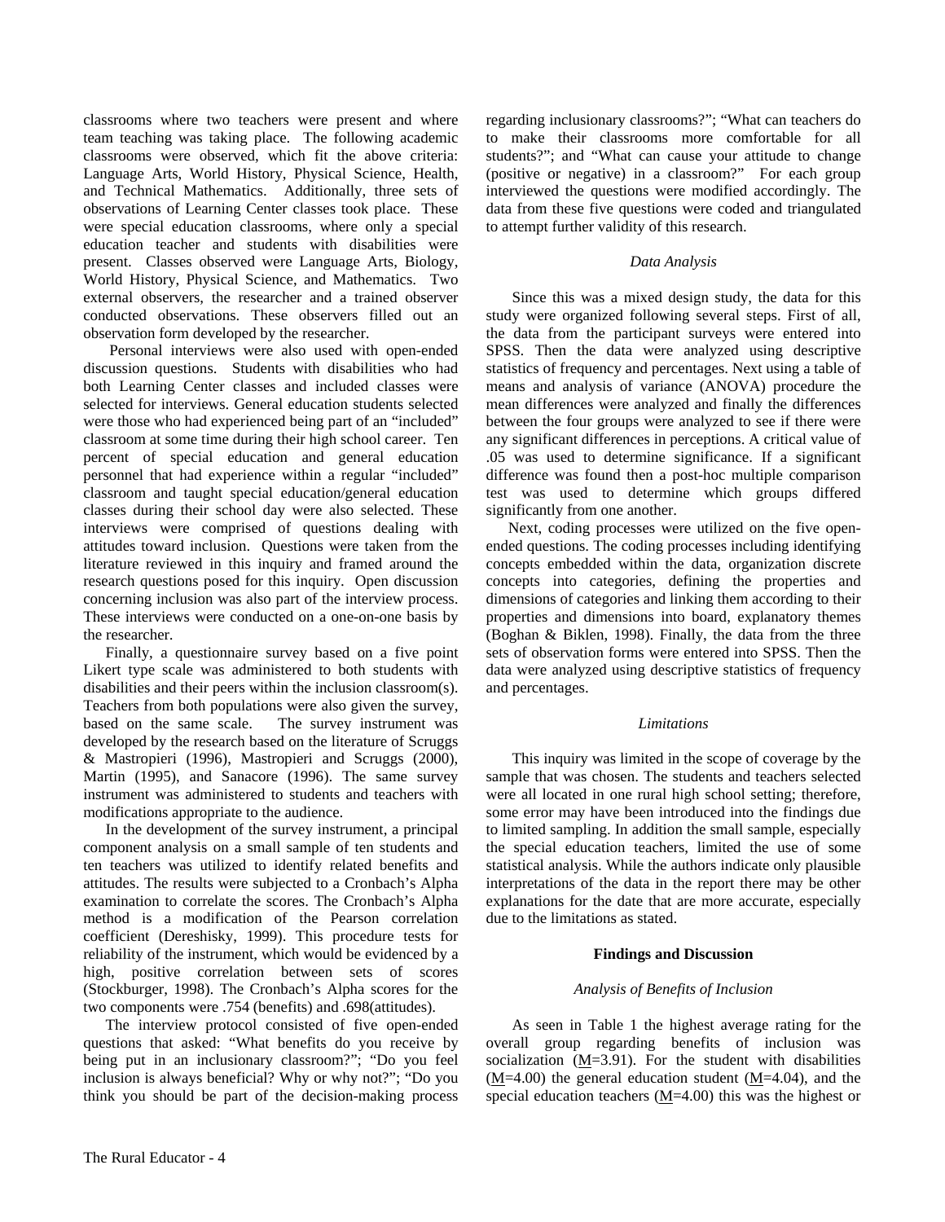classrooms where two teachers were present and where team teaching was taking place. The following academic classrooms were observed, which fit the above criteria: Language Arts, World History, Physical Science, Health, and Technical Mathematics. Additionally, three sets of observations of Learning Center classes took place. These were special education classrooms, where only a special education teacher and students with disabilities were present. Classes observed were Language Arts, Biology, World History, Physical Science, and Mathematics. Two external observers, the researcher and a trained observer conducted observations. These observers filled out an observation form developed by the researcher.

Personal interviews were also used with open-ended discussion questions. Students with disabilities who had both Learning Center classes and included classes were selected for interviews. General education students selected were those who had experienced being part of an "included" classroom at some time during their high school career. Ten percent of special education and general education personnel that had experience within a regular "included" classroom and taught special education/general education classes during their school day were also selected. These interviews were comprised of questions dealing with attitudes toward inclusion. Questions were taken from the literature reviewed in this inquiry and framed around the research questions posed for this inquiry. Open discussion concerning inclusion was also part of the interview process. These interviews were conducted on a one-on-one basis by the researcher.

Finally, a questionnaire survey based on a five point Likert type scale was administered to both students with disabilities and their peers within the inclusion classroom(s). Teachers from both populations were also given the survey, based on the same scale. The survey instrument was developed by the research based on the literature of Scruggs & Mastropieri (1996), Mastropieri and Scruggs (2000), Martin (1995), and Sanacore (1996). The same survey instrument was administered to students and teachers with modifications appropriate to the audience.

In the development of the survey instrument, a principal component analysis on a small sample of ten students and ten teachers was utilized to identify related benefits and attitudes. The results were subjected to a Cronbach's Alpha examination to correlate the scores. The Cronbach's Alpha method is a modification of the Pearson correlation coefficient (Dereshisky, 1999). This procedure tests for reliability of the instrument, which would be evidenced by a high, positive correlation between sets of scores (Stockburger, 1998). The Cronbach's Alpha scores for the two components were .754 (benefits) and .698(attitudes).

The interview protocol consisted of five open-ended questions that asked: "What benefits do you receive by being put in an inclusionary classroom?"; "Do you feel inclusion is always beneficial? Why or why not?"; "Do you think you should be part of the decision-making process regarding inclusionary classrooms?"; "What can teachers do to make their classrooms more comfortable for all students?"; and "What can cause your attitude to change (positive or negative) in a classroom?" For each group interviewed the questions were modified accordingly. The data from these five questions were coded and triangulated to attempt further validity of this research.

### *Data Analysis*

Since this was a mixed design study, the data for this study were organized following several steps. First of all, the data from the participant surveys were entered into SPSS. Then the data were analyzed using descriptive statistics of frequency and percentages. Next using a table of means and analysis of variance (ANOVA) procedure the mean differences were analyzed and finally the differences between the four groups were analyzed to see if there were any significant differences in perceptions. A critical value of .05 was used to determine significance. If a significant difference was found then a post-hoc multiple comparison test was used to determine which groups differed significantly from one another.

Next, coding processes were utilized on the five open-ended questions. The coding processes including identifying concepts embedded within the data, organization discrete concepts into categories, defining the properties and dimensions of categories and linking them according to their properties and dimensions into board, explanatory themes (Boghan & Biklen, 1998). Finally, the data from the three sets of observation forms were entered into SPSS. Then the data were analyzed using descriptive statistics of frequency and percentages.

### *Limitations*

This inquiry was limited in the scope of coverage by the sample that was chosen. The students and teachers selected were all located in one rural high school setting; therefore, some error may have been introduced into the findings due to limited sampling. In addition the small sample, especially the special education teachers, limited the use of some statistical analysis. While the authors indicate only plausible interpretations of the data in the report there may be other explanations for the date that are more accurate, especially due to the limitations as stated.

## **Findings and Discussion**

### *Analysis of Benefits of Inclusion*

As seen in Table 1 the highest average rating for the overall group regarding benefits of inclusion was socialization ($\underline{M}$=3.91). For the student with disabilities ($\underline{M}$=4.00) the general education student ($\underline{M}$=4.04), and the special education teachers ($\underline{M}$=4.00) this was the highest or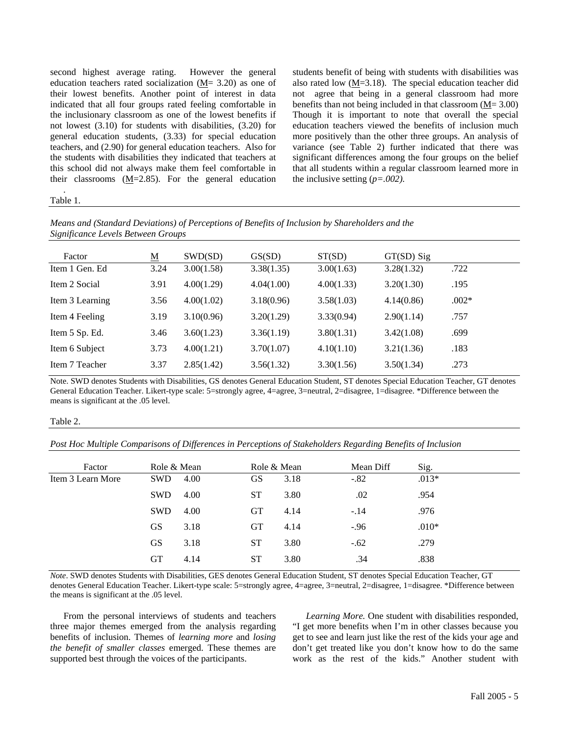second highest average rating. However the general education teachers rated socialization (M= 3.20) as one of their lowest benefits. Another point of interest in data indicated that all four groups rated feeling comfortable in the inclusionary classroom as one of the lowest benefits if not lowest (3.10) for students with disabilities, (3.20) for general education students, (3.33) for special education teachers, and (2.90) for general education teachers. Also for the students with disabilities they indicated that teachers at this school did not always make them feel comfortable in their classrooms (M=2.85). For the general education students benefit of being with students with disabilities was also rated low (M=3.18). The special education teacher did not agree that being in a general classroom had more benefits than not being included in that classroom (M= 3.00) Though it is important to note that overall the special education teachers viewed the benefits of inclusion much more positively than the other three groups. An analysis of variance (see Table 2) further indicated that there was significant differences among the four groups on the belief that all students within a regular classroom learned more in the inclusive setting (*p=.002).*

Table 1.

*Means and (Standard Deviations) of Perceptions of Benefits of Inclusion by Shareholders and the Significance Levels Between Groups*

| Factor | M | SWD(SD) | GS(SD) | ST(SD) | GT(SD) | Sig |
|---|---|---|---|---|---|---|
| Item 1 Gen. Ed | 3.24 | 3.00(1.58) | 3.38(1.35) | 3.00(1.63) | 3.28(1.32) | .722 |
| Item 2 Social | 3.91 | 4.00(1.29) | 4.04(1.00) | 4.00(1.33) | 3.20(1.30) | .195 |
| Item 3 Learning | 3.56 | 4.00(1.02) | 3.18(0.96) | 3.58(1.03) | 4.14(0.86) | .002* |
| Item 4 Feeling | 3.19 | 3.10(0.96) | 3.20(1.29) | 3.33(0.94) | 2.90(1.14) | .757 |
| Item 5 Sp. Ed. | 3.46 | 3.60(1.23) | 3.36(1.19) | 3.80(1.31) | 3.42(1.08) | .699 |
| Item 6 Subject | 3.73 | 4.00(1.21) | 3.70(1.07) | 4.10(1.10) | 3.21(1.36) | .183 |
| Item 7 Teacher | 3.37 | 2.85(1.42) | 3.56(1.32) | 3.30(1.56) | 3.50(1.34) | .273 |

Note. SWD denotes Students with Disabilities, GS denotes General Education Student, ST denotes Special Education Teacher, GT denotes General Education Teacher. Likert-type scale: 5=strongly agree, 4=agree, 3=neutral, 2=disagree, 1=disagree. *Difference between the means is significant at the .05 level.

Table 2.

*Post Hoc Multiple Comparisons of Differences in Perceptions of Stakeholders Regarding Benefits of Inclusion*

| Factor | Role & Mean | | Role & Mean | | Mean Diff | Sig. |
|---|---|---|---|---|---|---|
| Item 3 Learn More | SWD | 4.00 | GS | 3.18 | -.82 | .013* |
| | SWD | 4.00 | ST | 3.80 | .02 | .954 |
| | SWD | 4.00 | GT | 4.14 | -.14 | .976 |
| | GS | 3.18 | GT | 4.14 | -.96 | .010* |
| | GS | 3.18 | ST | 3.80 | -.62 | .279 |
| | GT | 4.14 | ST | 3.80 | .34 | .838 |

*Note*. SWD denotes Students with Disabilities, GES denotes General Education Student, ST denotes Special Education Teacher, GT denotes General Education Teacher. Likert-type scale: 5=strongly agree, 4=agree, 3=neutral, 2=disagree, 1=disagree. *Difference between the means is significant at the .05 level.

From the personal interviews of students and teachers three major themes emerged from the analysis regarding benefits of inclusion. Themes of *learning more* and *losing the benefit of smaller classes* emerged. These themes are supported best through the voices of the participants.

*Learning More.* One student with disabilities responded, "I get more benefits when I'm in other classes because you get to see and learn just like the rest of the kids your age and don't get treated like you don't know how to do the same work as the rest of the kids." Another student with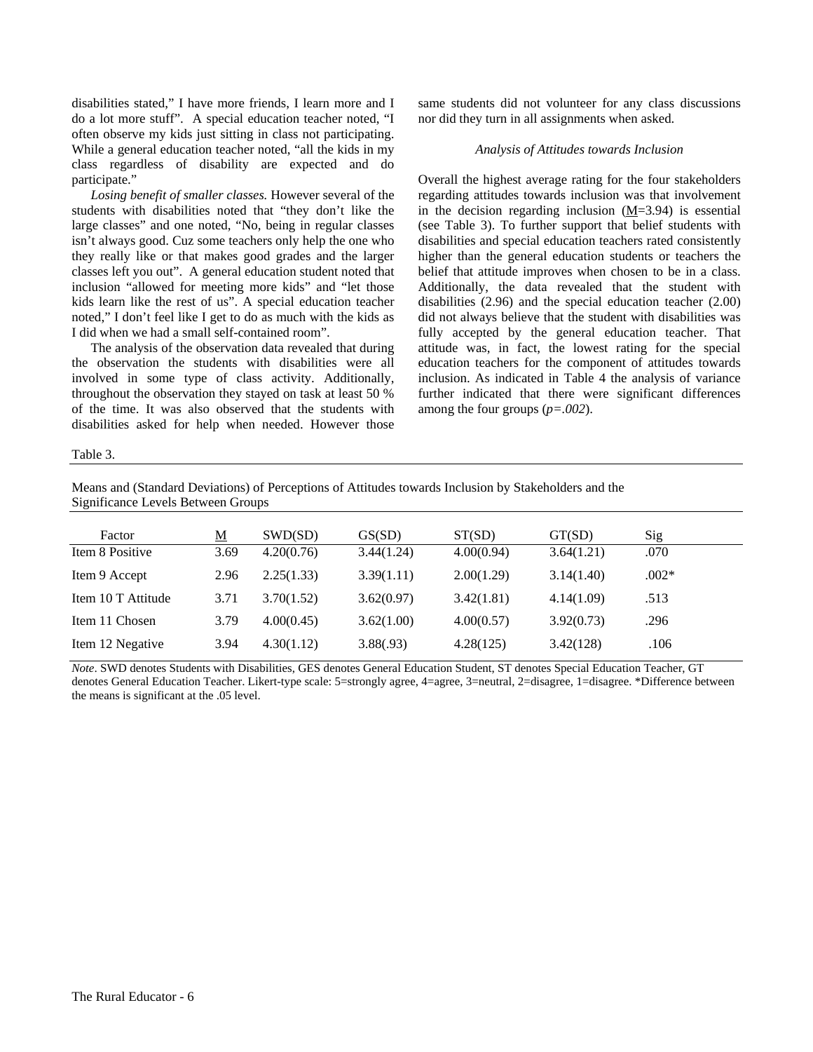disabilities stated," I have more friends, I learn more and I do a lot more stuff". A special education teacher noted, "I often observe my kids just sitting in class not participating. While a general education teacher noted, "all the kids in my class regardless of disability are expected and do participate."

*Losing benefit of smaller classes.* However several of the students with disabilities noted that "they don't like the large classes" and one noted, "No, being in regular classes isn't always good. Cuz some teachers only help the one who they really like or that makes good grades and the larger classes left you out". A general education student noted that inclusion "allowed for meeting more kids" and "let those kids learn like the rest of us". A special education teacher noted," I don't feel like I get to do as much with the kids as I did when we had a small self-contained room".

The analysis of the observation data revealed that during the observation the students with disabilities were all involved in some type of class activity. Additionally, throughout the observation they stayed on task at least 50 % of the time. It was also observed that the students with disabilities asked for help when needed. However those same students did not volunteer for any class discussions nor did they turn in all assignments when asked.

### *Analysis of Attitudes towards Inclusion*

Overall the highest average rating for the four stakeholders regarding attitudes towards inclusion was that involvement in the decision regarding inclusion (M=3.94) is essential (see Table 3). To further support that belief students with disabilities and special education teachers rated consistently higher than the general education students or teachers the belief that attitude improves when chosen to be in a class. Additionally, the data revealed that the student with disabilities (2.96) and the special education teacher (2.00) did not always believe that the student with disabilities was fully accepted by the general education teacher. That attitude was, in fact, the lowest rating for the special education teachers for the component of attitudes towards inclusion. As indicated in Table 4 the analysis of variance further indicated that there were significant differences among the four groups (*p=.002*).

Table 3.

Means and (Standard Deviations) of Perceptions of Attitudes towards Inclusion by Stakeholders and the Significance Levels Between Groups

| Factor | M | SWD(SD) | GS(SD) | ST(SD) | GT(SD) | Sig |
|---|---|---|---|---|---|---|
| Item 8 Positive | 3.69 | 4.20(0.76) | 3.44(1.24) | 4.00(0.94) | 3.64(1.21) | .070 |
| Item 9 Accept | 2.96 | 2.25(1.33) | 3.39(1.11) | 2.00(1.29) | 3.14(1.40) | .002* |
| Item 10 T Attitude | 3.71 | 3.70(1.52) | 3.62(0.97) | 3.42(1.81) | 4.14(1.09) | .513 |
| Item 11 Chosen | 3.79 | 4.00(0.45) | 3.62(1.00) | 4.00(0.57) | 3.92(0.73) | .296 |
| Item 12 Negative | 3.94 | 4.30(1.12) | 3.88(.93) | 4.28(125) | 3.42(128) | .106 |

*Note*. SWD denotes Students with Disabilities, GES denotes General Education Student, ST denotes Special Education Teacher, GT denotes General Education Teacher. Likert-type scale: 5=strongly agree, 4=agree, 3=neutral, 2=disagree, 1=disagree. *Difference between the means is significant at the .05 level.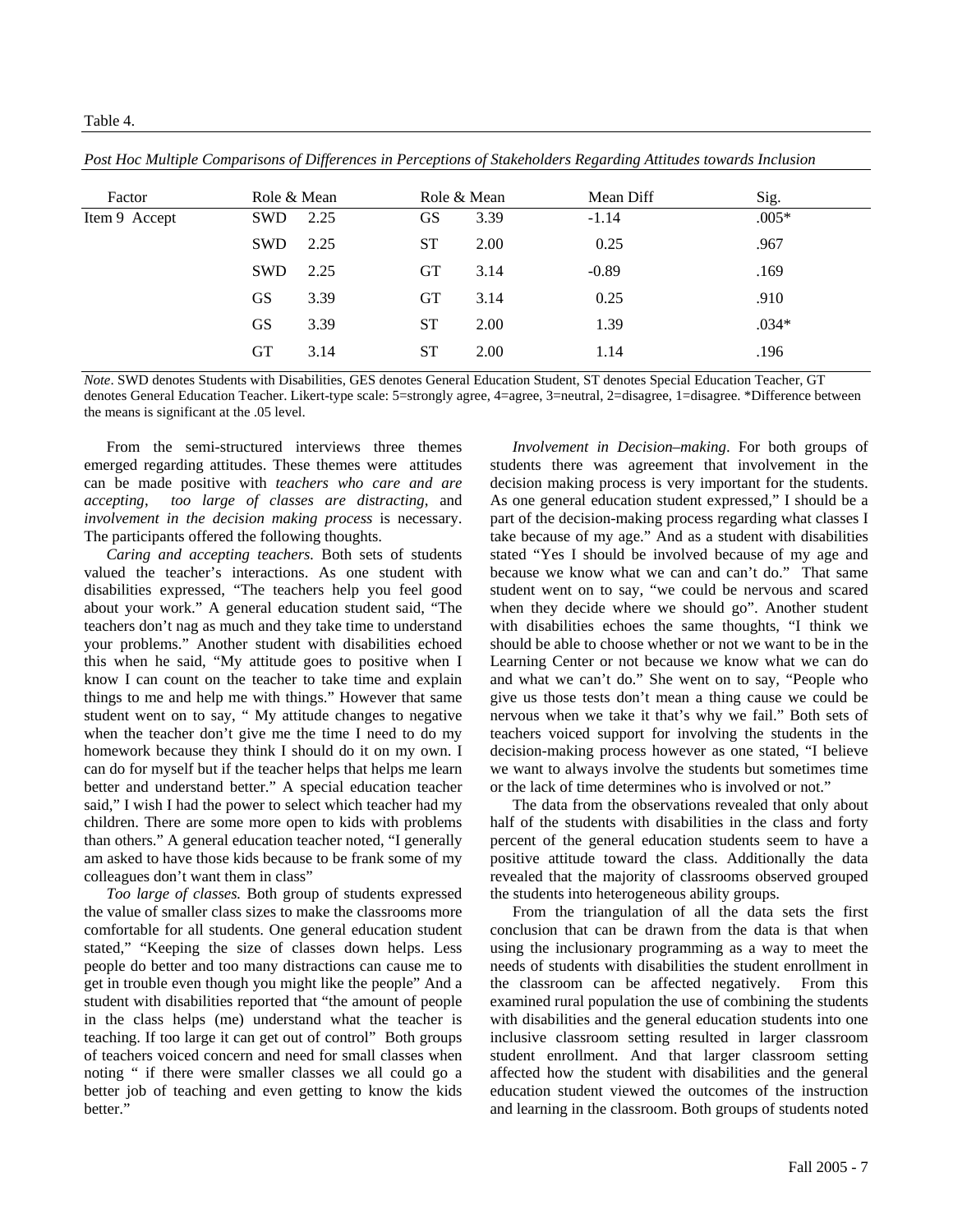Table 4.

*Post Hoc Multiple Comparisons of Differences in Perceptions of Stakeholders Regarding Attitudes towards Inclusion*

| Factor | Role & Mean | | Role & Mean | | Mean Diff | Sig. |
|---|---|---|---|---|---|---|
| Item 9 Accept | SWD | 2.25 | GS | 3.39 | -1.14 | .005* |
| | SWD | 2.25 | ST | 2.00 | 0.25 | .967 |
| | SWD | 2.25 | GT | 3.14 | -0.89 | .169 |
| | GS | 3.39 | GT | 3.14 | 0.25 | .910 |
| | GS | 3.39 | ST | 2.00 | 1.39 | .034* |
| | GT | 3.14 | ST | 2.00 | 1.14 | .196 |

*Note*. SWD denotes Students with Disabilities, GES denotes General Education Student, ST denotes Special Education Teacher, GT denotes General Education Teacher. Likert-type scale: 5=strongly agree, 4=agree, 3=neutral, 2=disagree, 1=disagree. *Difference between the means is significant at the .05 level.

From the semi-structured interviews three themes emerged regarding attitudes. These themes were attitudes can be made positive with *teachers who care and are accepting*, *too large of classes are distracting*, and *involvement in the decision making process* is necessary. The participants offered the following thoughts.

*Caring and accepting teachers.* Both sets of students valued the teacher's interactions. As one student with disabilities expressed, "The teachers help you feel good about your work." A general education student said, "The teachers don't nag as much and they take time to understand your problems." Another student with disabilities echoed this when he said, "My attitude goes to positive when I know I can count on the teacher to take time and explain things to me and help me with things." However that same student went on to say, " My attitude changes to negative when the teacher don't give me the time I need to do my homework because they think I should do it on my own. I can do for myself but if the teacher helps that helps me learn better and understand better." A special education teacher said," I wish I had the power to select which teacher had my children. There are some more open to kids with problems than others." A general education teacher noted, "I generally am asked to have those kids because to be frank some of my colleagues don't want them in class"

*Too large of classes.* Both group of students expressed the value of smaller class sizes to make the classrooms more comfortable for all students. One general education student stated," "Keeping the size of classes down helps. Less people do better and too many distractions can cause me to get in trouble even though you might like the people" And a student with disabilities reported that "the amount of people in the class helps (me) understand what the teacher is teaching. If too large it can get out of control" Both groups of teachers voiced concern and need for small classes when noting " if there were smaller classes we all could go a better job of teaching and even getting to know the kids better."

*Involvement in Decision–making*. For both groups of students there was agreement that involvement in the decision making process is very important for the students. As one general education student expressed," I should be a part of the decision-making process regarding what classes I take because of my age." And as a student with disabilities stated "Yes I should be involved because of my age and because we know what we can and can't do." That same student went on to say, "we could be nervous and scared when they decide where we should go". Another student with disabilities echoes the same thoughts, "I think we should be able to choose whether or not we want to be in the Learning Center or not because we know what we can do and what we can't do." She went on to say, "People who give us those tests don't mean a thing cause we could be nervous when we take it that's why we fail." Both sets of teachers voiced support for involving the students in the decision-making process however as one stated, "I believe we want to always involve the students but sometimes time or the lack of time determines who is involved or not."

The data from the observations revealed that only about half of the students with disabilities in the class and forty percent of the general education students seem to have a positive attitude toward the class. Additionally the data revealed that the majority of classrooms observed grouped the students into heterogeneous ability groups.

From the triangulation of all the data sets the first conclusion that can be drawn from the data is that when using the inclusionary programming as a way to meet the needs of students with disabilities the student enrollment in the classroom can be affected negatively. From this examined rural population the use of combining the students with disabilities and the general education students into one inclusive classroom setting resulted in larger classroom student enrollment. And that larger classroom setting affected how the student with disabilities and the general education student viewed the outcomes of the instruction and learning in the classroom. Both groups of students noted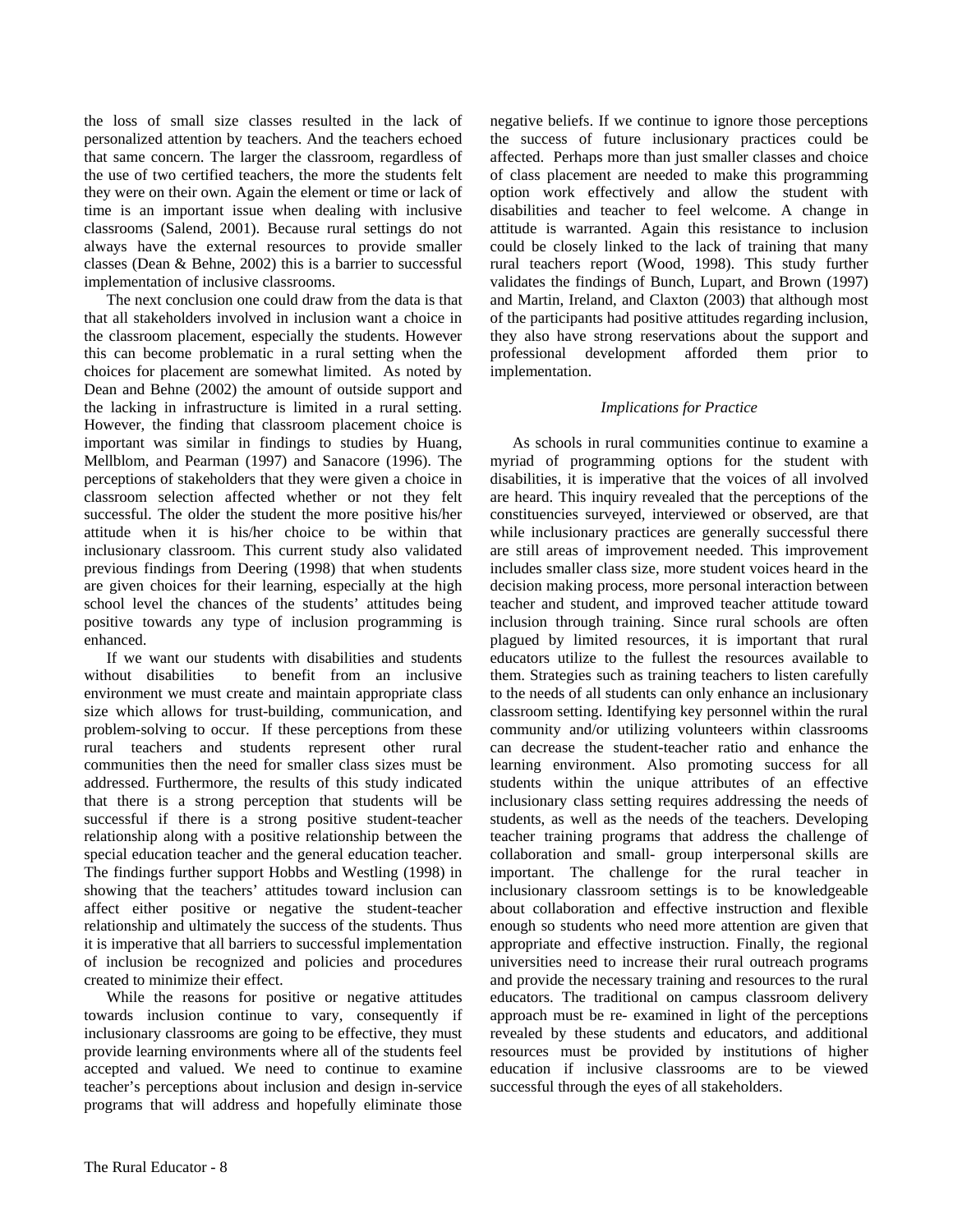the loss of small size classes resulted in the lack of personalized attention by teachers. And the teachers echoed that same concern. The larger the classroom, regardless of the use of two certified teachers, the more the students felt they were on their own. Again the element or time or lack of time is an important issue when dealing with inclusive classrooms (Salend, 2001). Because rural settings do not always have the external resources to provide smaller classes (Dean & Behne, 2002) this is a barrier to successful implementation of inclusive classrooms.

The next conclusion one could draw from the data is that that all stakeholders involved in inclusion want a choice in the classroom placement, especially the students. However this can become problematic in a rural setting when the choices for placement are somewhat limited. As noted by Dean and Behne (2002) the amount of outside support and the lacking in infrastructure is limited in a rural setting. However, the finding that classroom placement choice is important was similar in findings to studies by Huang, Mellblom, and Pearman (1997) and Sanacore (1996). The perceptions of stakeholders that they were given a choice in classroom selection affected whether or not they felt successful. The older the student the more positive his/her attitude when it is his/her choice to be within that inclusionary classroom. This current study also validated previous findings from Deering (1998) that when students are given choices for their learning, especially at the high school level the chances of the students' attitudes being positive towards any type of inclusion programming is enhanced.

If we want our students with disabilities and students without disabilities to benefit from an inclusive environment we must create and maintain appropriate class size which allows for trust-building, communication, and problem-solving to occur. If these perceptions from these rural teachers and students represent other rural communities then the need for smaller class sizes must be addressed. Furthermore, the results of this study indicated that there is a strong perception that students will be successful if there is a strong positive student-teacher relationship along with a positive relationship between the special education teacher and the general education teacher. The findings further support Hobbs and Westling (1998) in showing that the teachers' attitudes toward inclusion can affect either positive or negative the student-teacher relationship and ultimately the success of the students. Thus it is imperative that all barriers to successful implementation of inclusion be recognized and policies and procedures created to minimize their effect.

While the reasons for positive or negative attitudes towards inclusion continue to vary, consequently if inclusionary classrooms are going to be effective, they must provide learning environments where all of the students feel accepted and valued. We need to continue to examine teacher's perceptions about inclusion and design in-service programs that will address and hopefully eliminate those negative beliefs. If we continue to ignore those perceptions the success of future inclusionary practices could be affected. Perhaps more than just smaller classes and choice of class placement are needed to make this programming option work effectively and allow the student with disabilities and teacher to feel welcome. A change in attitude is warranted. Again this resistance to inclusion could be closely linked to the lack of training that many rural teachers report (Wood, 1998). This study further validates the findings of Bunch, Lupart, and Brown (1997) and Martin, Ireland, and Claxton (2003) that although most of the participants had positive attitudes regarding inclusion, they also have strong reservations about the support and professional development afforded them prior to implementation.

*Implications for Practice*

As schools in rural communities continue to examine a myriad of programming options for the student with disabilities, it is imperative that the voices of all involved are heard. This inquiry revealed that the perceptions of the constituencies surveyed, interviewed or observed, are that while inclusionary practices are generally successful there are still areas of improvement needed. This improvement includes smaller class size, more student voices heard in the decision making process, more personal interaction between teacher and student, and improved teacher attitude toward inclusion through training. Since rural schools are often plagued by limited resources, it is important that rural educators utilize to the fullest the resources available to them. Strategies such as training teachers to listen carefully to the needs of all students can only enhance an inclusionary classroom setting. Identifying key personnel within the rural community and/or utilizing volunteers within classrooms can decrease the student-teacher ratio and enhance the learning environment. Also promoting success for all students within the unique attributes of an effective inclusionary class setting requires addressing the needs of students, as well as the needs of the teachers. Developing teacher training programs that address the challenge of collaboration and small- group interpersonal skills are important. The challenge for the rural teacher in inclusionary classroom settings is to be knowledgeable about collaboration and effective instruction and flexible enough so students who need more attention are given that appropriate and effective instruction. Finally, the regional universities need to increase their rural outreach programs and provide the necessary training and resources to the rural educators. The traditional on campus classroom delivery approach must be re- examined in light of the perceptions revealed by these students and educators, and additional resources must be provided by institutions of higher education if inclusive classrooms are to be viewed successful through the eyes of all stakeholders.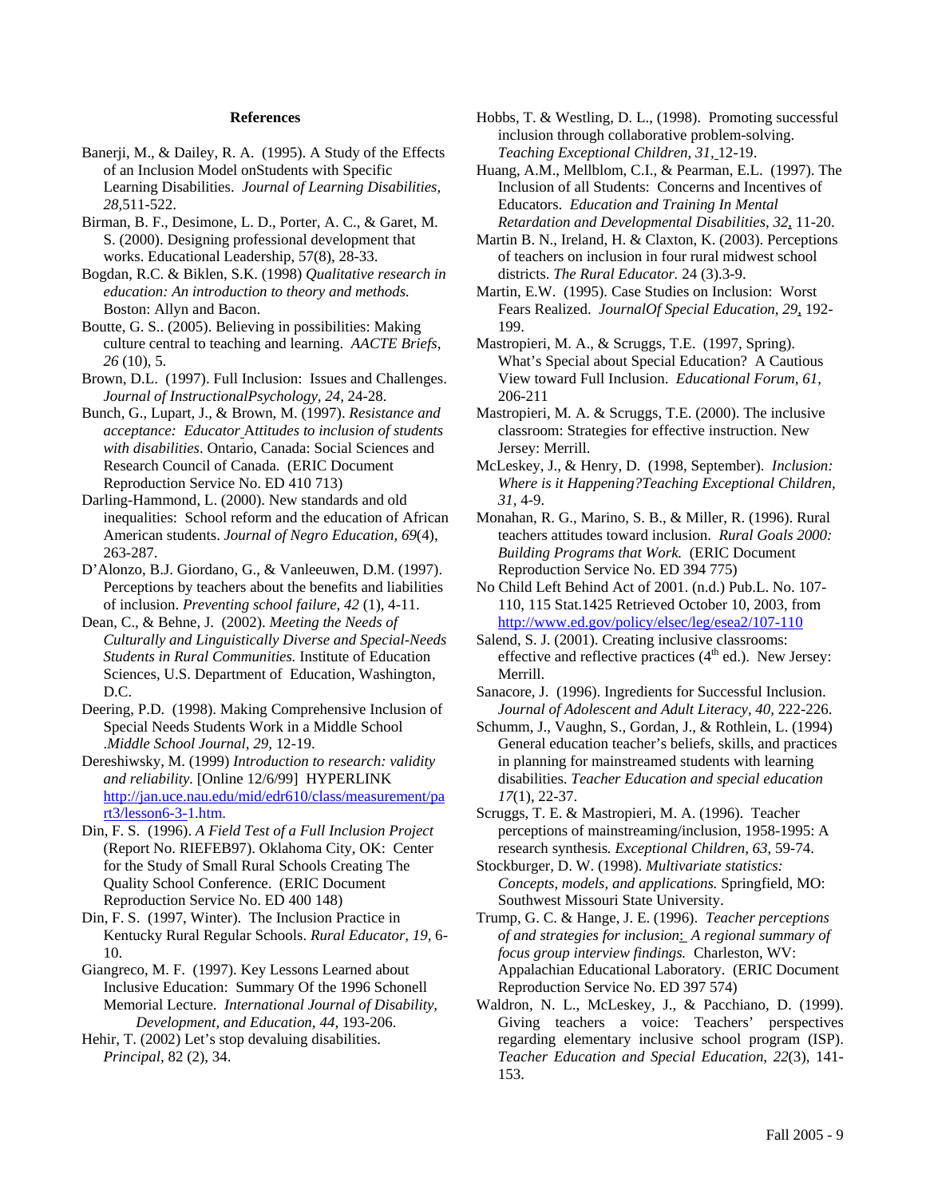**References**

Banerji, M., & Dailey, R. A. (1995). A Study of the Effects of an Inclusion Model onStudents with Specific Learning Disabilities. *Journal of Learning Disabilities, 28,*511-522.

Birman, B. F., Desimone, L. D., Porter, A. C., & Garet, M. S. (2000). Designing professional development that works. Educational Leadership, 57(8), 28-33.

Bogdan, R.C. & Biklen, S.K. (1998) *Qualitative research in education: An introduction to theory and methods.* Boston: Allyn and Bacon.

Boutte, G. S.. (2005). Believing in possibilities: Making culture central to teaching and learning. *AACTE Briefs, 26* (10), 5.

Brown, D.L. (1997). Full Inclusion: Issues and Challenges. *Journal of InstructionalPsychology, 24,* 24-28.

Bunch, G., Lupart, J., & Brown, M. (1997). *Resistance and acceptance: Educator Attitudes to inclusion of students with disabilities*. Ontario, Canada: Social Sciences and Research Council of Canada. (ERIC Document Reproduction Service No. ED 410 713)

Darling-Hammond, L. (2000). New standards and old inequalities: School reform and the education of African American students. *Journal of Negro Education, 69*(4), 263-287.

D'Alonzo, B.J. Giordano, G., & Vanleeuwen, D.M. (1997). Perceptions by teachers about the benefits and liabilities of inclusion. *Preventing school failure, 42* (1), 4-11.

Dean, C., & Behne, J. (2002). *Meeting the Needs of Culturally and Linguistically Diverse and Special-Needs Students in Rural Communities.* Institute of Education Sciences, U.S. Department of Education, Washington, D.C.

Deering, P.D. (1998). Making Comprehensive Inclusion of Special Needs Students Work in a Middle School .*Middle School Journal, 29,* 12-19.

Dereshiwsky, M. (1999) *Introduction to research: validity and reliability.* [Online 12/6/99] HYPERLINK http://jan.uce.nau.edu/mid/edr610/class/measurement/part3/lesson6-3-1.htm.

Din, F. S. (1996). *A Field Test of a Full Inclusion Project* (Report No. RIEFEB97). Oklahoma City, OK: Center for the Study of Small Rural Schools Creating The Quality School Conference. (ERIC Document Reproduction Service No. ED 400 148)

Din, F. S. (1997, Winter). The Inclusion Practice in Kentucky Rural Regular Schools. *Rural Educator, 19,* 6-10.

Giangreco, M. F. (1997). Key Lessons Learned about Inclusive Education: Summary Of the 1996 Schonell Memorial Lecture. *International Journal of Disability, Development, and Education, 44,* 193-206.

Hehir, T. (2002) Let's stop devaluing disabilities. *Principal,* 82 (2), 34.

Hobbs, T. & Westling, D. L., (1998). Promoting successful inclusion through collaborative problem-solving. *Teaching Exceptional Children, 31,* 12-19.

Huang, A.M., Mellblom, C.I., & Pearman, E.L. (1997). The Inclusion of all Students: Concerns and Incentives of Educators. *Education and Training In Mental Retardation and Developmental Disabilities, 32*, 11-20.

Martin B. N., Ireland, H. & Claxton, K. (2003). Perceptions of teachers on inclusion in four rural midwest school districts. *The Rural Educator.* 24 (3).3-9.

Martin, E.W. (1995). Case Studies on Inclusion: Worst Fears Realized. *JournalOf Special Education, 29*, 192-199.

Mastropieri, M. A., & Scruggs, T.E. (1997, Spring). What's Special about Special Education? A Cautious View toward Full Inclusion. *Educational Forum, 61,* 206-211

Mastropieri, M. A. & Scruggs, T.E. (2000). The inclusive classroom: Strategies for effective instruction. New Jersey: Merrill.

McLeskey, J., & Henry, D. (1998, September). *Inclusion: Where is it Happening?Teaching Exceptional Children, 31,* 4-9.

Monahan, R. G., Marino, S. B., & Miller, R. (1996). Rural teachers attitudes toward inclusion. *Rural Goals 2000: Building Programs that Work.* (ERIC Document Reproduction Service No. ED 394 775)

No Child Left Behind Act of 2001. (n.d.) Pub.L. No. 107-110, 115 Stat.1425 Retrieved October 10, 2003, from http://www.ed.gov/policy/elsec/leg/esea2/107-110

Salend, S. J. (2001). Creating inclusive classrooms: effective and reflective practices (4th ed.). New Jersey: Merrill.

Sanacore, J. (1996). Ingredients for Successful Inclusion. *Journal of Adolescent and Adult Literacy, 40,* 222-226.

Schumm, J., Vaughn, S., Gordan, J., & Rothlein, L. (1994) General education teacher's beliefs, skills, and practices in planning for mainstreamed students with learning disabilities. *Teacher Education and special education 17*(1), 22-37.

Scruggs, T. E. & Mastropieri, M. A. (1996). Teacher perceptions of mainstreaming/inclusion, 1958-1995: A research synthesis*. Exceptional Children, 63*, 59-74.

Stockburger, D. W. (1998). *Multivariate statistics: Concepts, models, and applications.* Springfield, MO: Southwest Missouri State University.

Trump, G. C. & Hange, J. E. (1996). *Teacher perceptions of and strategies for inclusion: A regional summary of focus group interview findings.* Charleston, WV: Appalachian Educational Laboratory. (ERIC Document Reproduction Service No. ED 397 574)

Waldron, N. L., McLeskey, J., & Pacchiano, D. (1999). Giving teachers a voice: Teachers' perspectives regarding elementary inclusive school program (ISP). *Teacher Education and Special Education, 22*(3), 141-153.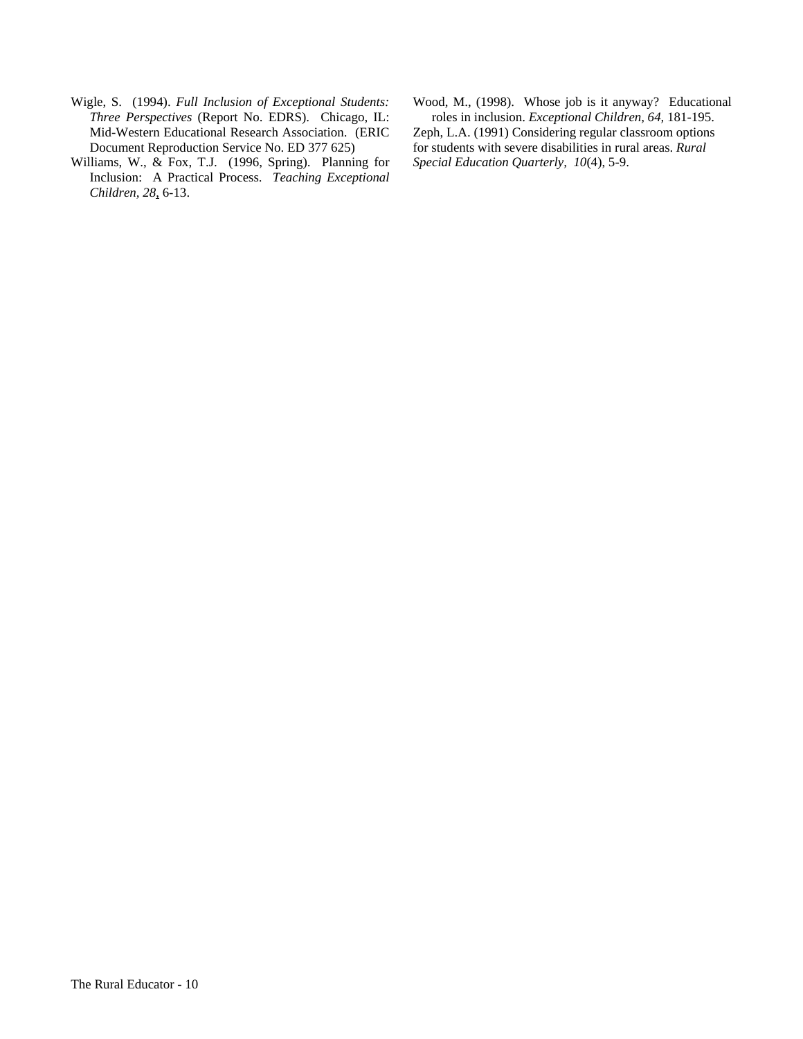Wigle, S. (1994). *Full Inclusion of Exceptional Students: Three Perspectives* (Report No. EDRS). Chicago, IL: Mid-Western Educational Research Association. (ERIC Document Reproduction Service No. ED 377 625)

Williams, W., & Fox, T.J. (1996, Spring). Planning for Inclusion: A Practical Process. *Teaching Exceptional Children, 28*, 6-13.

Wood, M., (1998). Whose job is it anyway? Educational roles in inclusion. *Exceptional Children, 64,* 181-195.

Zeph, L.A. (1991) Considering regular classroom options for students with severe disabilities in rural areas. *Rural Special Education Quarterly, 10*(4), 5-9.